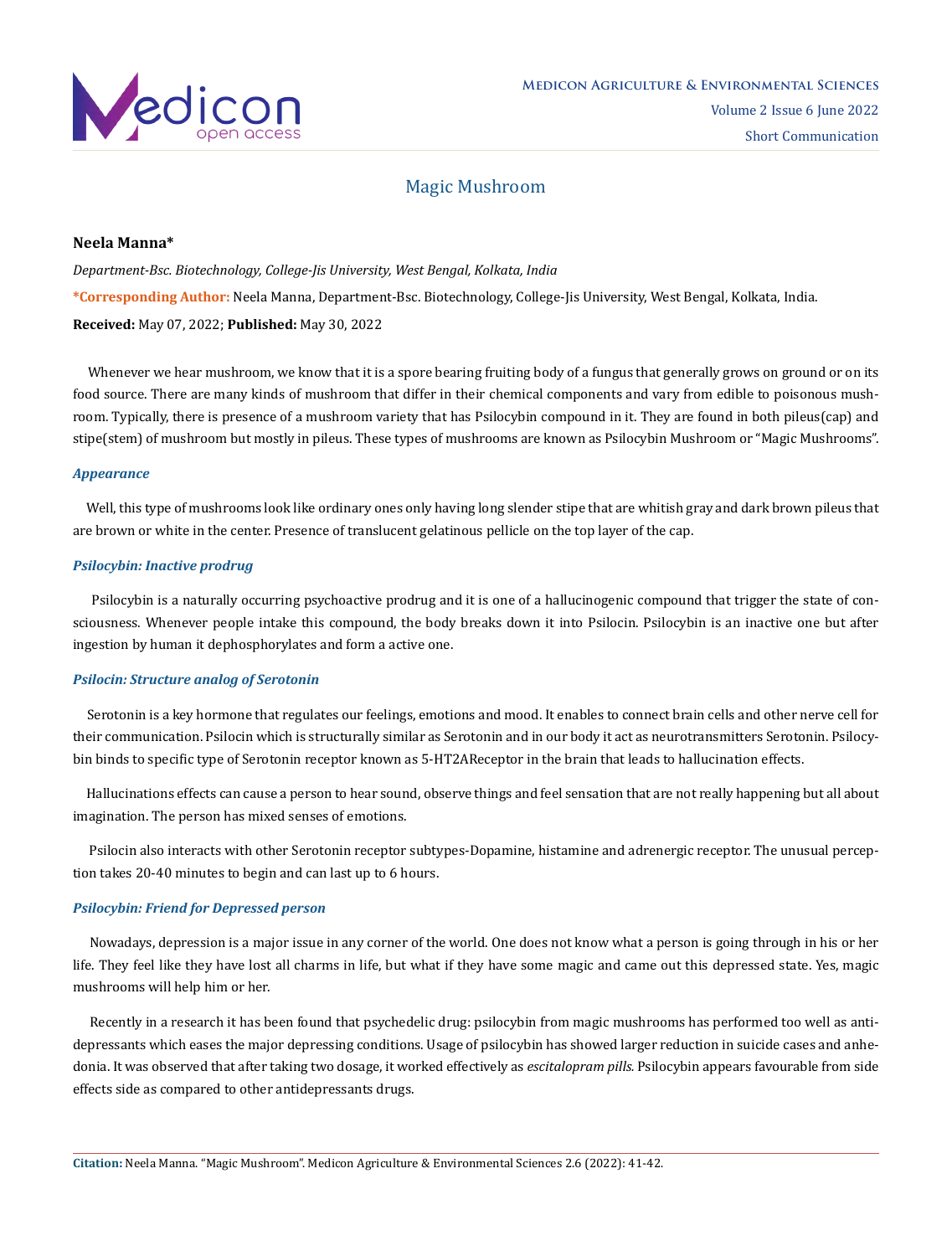# Magic Mushroom

**Neela Manna***

*Department-Bsc. Biotechnology, College-Jis University, West Bengal, Kolkata, India*

***Corresponding Author:** Neela Manna, Department-Bsc. Biotechnology, College-Jis University, West Bengal, Kolkata, India.

**Received:** May 07, 2022; **Published:** May 30, 2022

Whenever we hear mushroom, we know that it is a spore bearing fruiting body of a fungus that generally grows on ground or on its food source. There are many kinds of mushroom that differ in their chemical components and vary from edible to poisonous mushroom. Typically, there is presence of a mushroom variety that has Psilocybin compound in it. They are found in both pileus(cap) and stipe(stem) of mushroom but mostly in pileus. These types of mushrooms are known as Psilocybin Mushroom or "Magic Mushrooms".

### *Appearance*

Well, this type of mushrooms look like ordinary ones only having long slender stipe that are whitish gray and dark brown pileus that are brown or white in the center. Presence of translucent gelatinous pellicle on the top layer of the cap.

### *Psilocybin: Inactive prodrug*

Psilocybin is a naturally occurring psychoactive prodrug and it is one of a hallucinogenic compound that trigger the state of consciousness. Whenever people intake this compound, the body breaks down it into Psilocin. Psilocybin is an inactive one but after ingestion by human it dephosphorylates and form a active one.

### *Psilocin: Structure analog of Serotonin*

Serotonin is a key hormone that regulates our feelings, emotions and mood. It enables to connect brain cells and other nerve cell for their communication. Psilocin which is structurally similar as Serotonin and in our body it act as neurotransmitters Serotonin. Psilocybin binds to specific type of Serotonin receptor known as 5-HT2AReceptor in the brain that leads to hallucination effects.

Hallucinations effects can cause a person to hear sound, observe things and feel sensation that are not really happening but all about imagination. The person has mixed senses of emotions.

Psilocin also interacts with other Serotonin receptor subtypes-Dopamine, histamine and adrenergic receptor. The unusual perception takes 20-40 minutes to begin and can last up to 6 hours.

### *Psilocybin: Friend for Depressed person*

Nowadays, depression is a major issue in any corner of the world. One does not know what a person is going through in his or her life. They feel like they have lost all charms in life, but what if they have some magic and came out this depressed state. Yes, magic mushrooms will help him or her.

Recently in a research it has been found that psychedelic drug: psilocybin from magic mushrooms has performed too well as antidepressants which eases the major depressing conditions. Usage of psilocybin has showed larger reduction in suicide cases and anhedonia. It was observed that after taking two dosage, it worked effectively as *escitalopram pills.* Psilocybin appears favourable from side effects side as compared to other antidepressants drugs.

**Citation:** Neela Manna. "Magic Mushroom". Medicon Agriculture & Environmental Sciences 2.6 (2022): 41-42.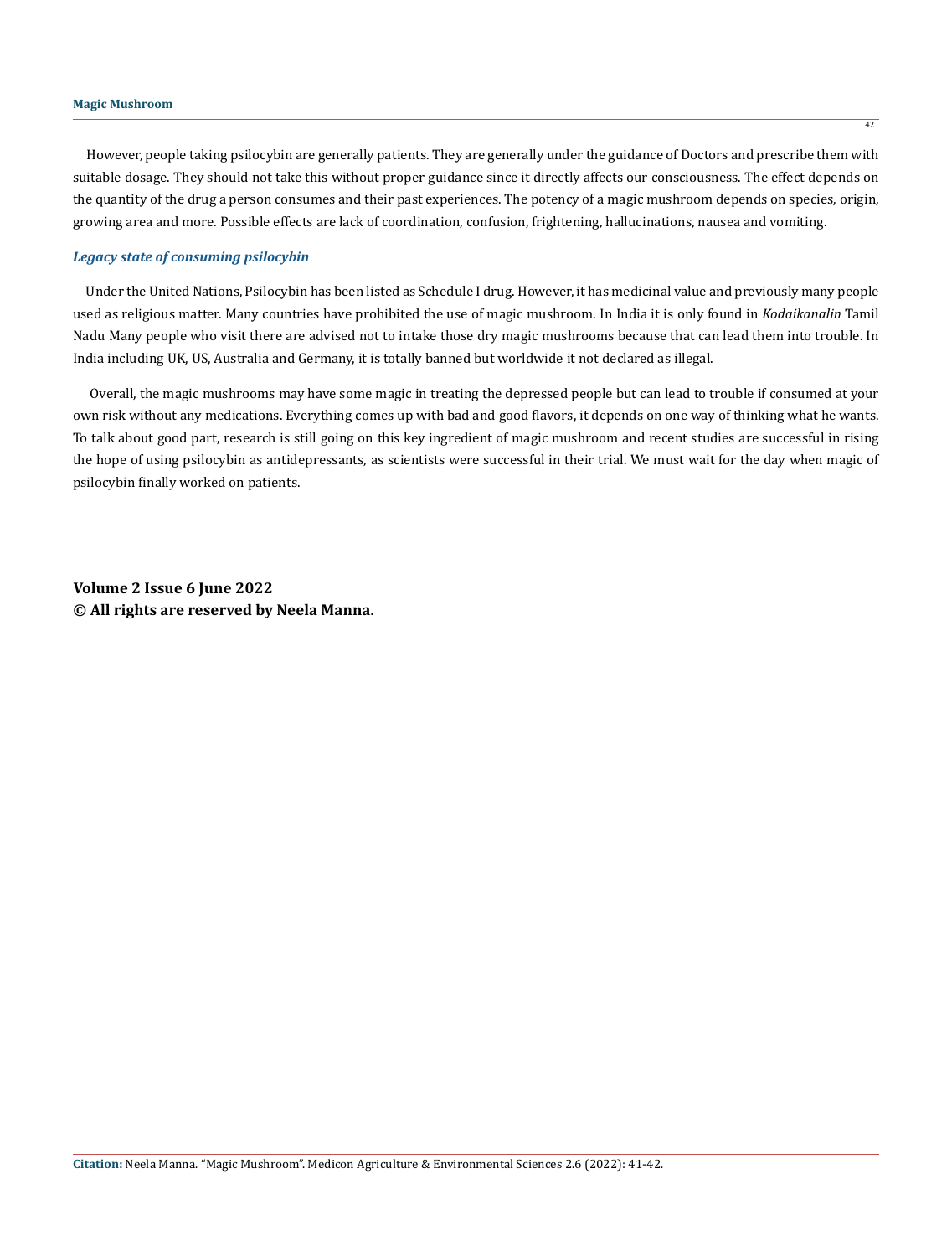However, people taking psilocybin are generally patients. They are generally under the guidance of Doctors and prescribe them with suitable dosage. They should not take this without proper guidance since it directly affects our consciousness. The effect depends on the quantity of the drug a person consumes and their past experiences. The potency of a magic mushroom depends on species, origin, growing area and more. Possible effects are lack of coordination, confusion, frightening, hallucinations, nausea and vomiting.

### *Legacy state of consuming psilocybin*

Under the United Nations, Psilocybin has been listed as Schedule I drug. However, it has medicinal value and previously many people used as religious matter. Many countries have prohibited the use of magic mushroom. In India it is only found in *Kodaikanalin* Tamil Nadu Many people who visit there are advised not to intake those dry magic mushrooms because that can lead them into trouble. In India including UK, US, Australia and Germany, it is totally banned but worldwide it not declared as illegal.

Overall, the magic mushrooms may have some magic in treating the depressed people but can lead to trouble if consumed at your own risk without any medications. Everything comes up with bad and good flavors, it depends on one way of thinking what he wants. To talk about good part, research is still going on this key ingredient of magic mushroom and recent studies are successful in rising the hope of using psilocybin as antidepressants, as scientists were successful in their trial. We must wait for the day when magic of psilocybin finally worked on patients.

**Volume 2 Issue 6 June 2022**
**© All rights are reserved by Neela Manna.**